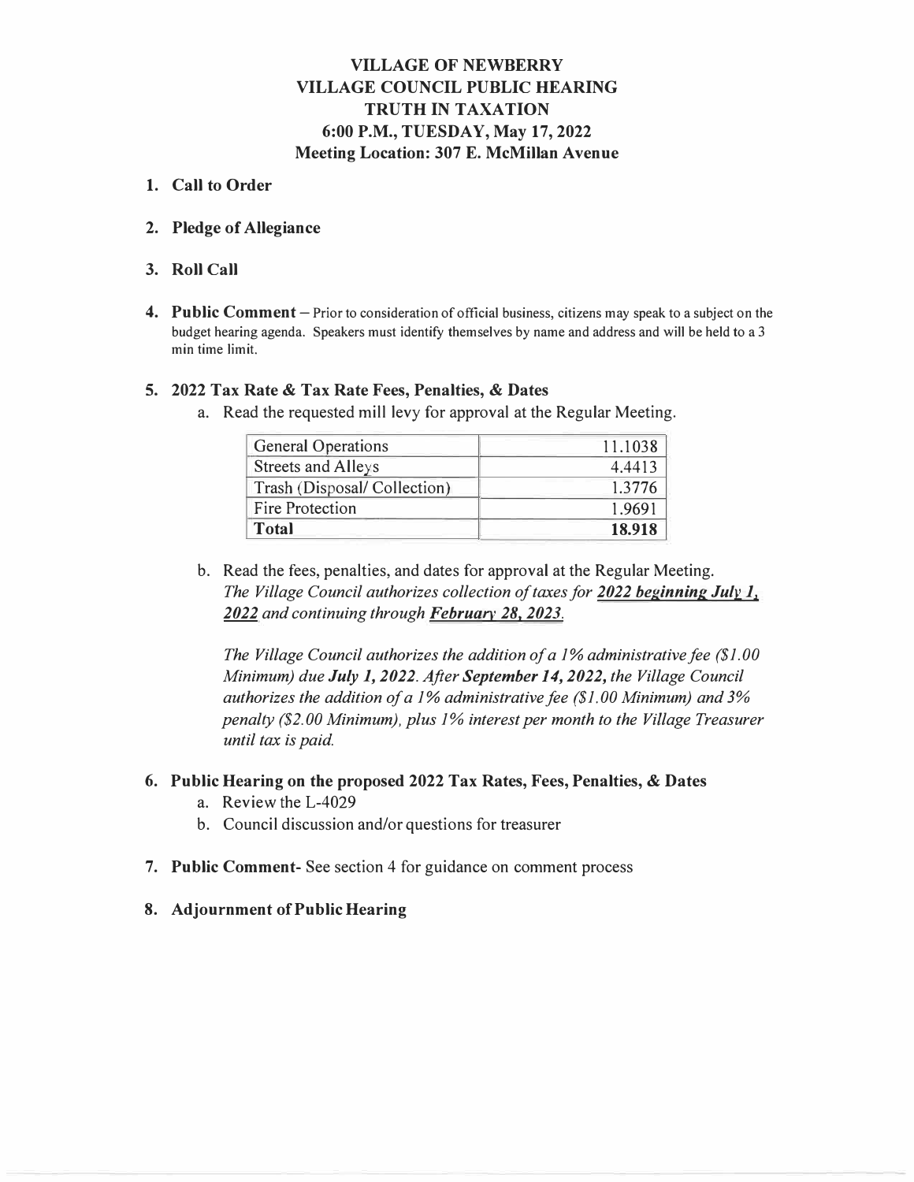# VILLAGE OF NEWBERRY
# VILLAGE COUNCIL PUBLIC HEARING
# TRUTH IN TAXATION
# 6:00 P.M., TUESDAY, May 17, 2022
# Meeting Location: 307 E. McMillan Avenue

1. **Call to Order**

2. **Pledge of Allegiance**

3. **Roll Call**

4. **Public Comment** – Prior to consideration of official business, citizens may speak to a subject on the budget hearing agenda. Speakers must identify themselves by name and address and will be held to a 3 min time limit.

5. **2022 Tax Rate & Tax Rate Fees, Penalties, & Dates**

   a. Read the requested mill levy for approval at the Regular Meeting.

   | General Operations | 11.1038 |
   |---|---|
   | Streets and Alleys | 4.4413 |
   | Trash (Disposal/ Collection) | 1.3776 |
   | Fire Protection | 1.9691 |
   | **Total** | **18.918** |

   b. Read the fees, penalties, and dates for approval at the Regular Meeting.
   *The Village Council authorizes collection of taxes for **2022 beginning July 1, 2022** and continuing through **February 28, 2023**.*

   *The Village Council authorizes the addition of a 1% administrative fee ($1.00 Minimum) due **July 1, 2022**. After **September 14, 2022**, the Village Council authorizes the addition of a 1% administrative fee ($1.00 Minimum) and 3% penalty ($2.00 Minimum), plus 1% interest per month to the Village Treasurer until tax is paid.*

6. **Public Hearing on the proposed 2022 Tax Rates, Fees, Penalties, & Dates**

   a. Review the L-4029

   b. Council discussion and/or questions for treasurer

7. **Public Comment**- See section 4 for guidance on comment process

8. **Adjournment of Public Hearing**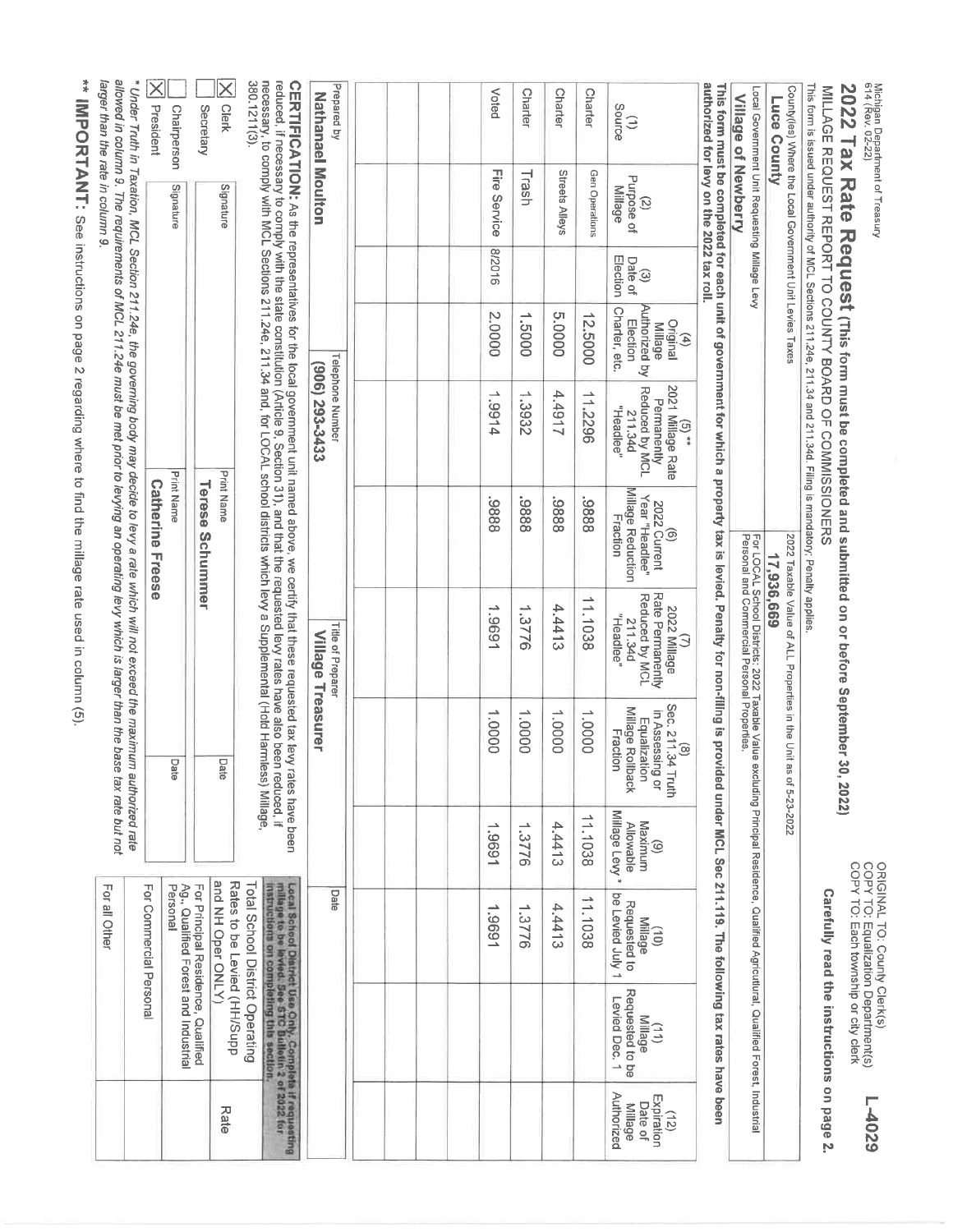Michigan Department of Treasury
614 (Rev. 02-22)

ORIGINAL TO: County Clerk(s)
COPY TO: Equalization Department(s)
COPY TO: Each township or city clerk

**L-4029**

# 2022 Tax Rate Request (This form must be completed and submitted on or before September 30, 2022)

MILLAGE REQUEST REPORT TO COUNTY BOARD OF COMMISSIONERS

This form is issued under authority of MCL Sections 211.24e, 211.34 and 211.34d. Filing is mandatory; Penalty applies.

**Carefully read the instructions on page 2.**

| County(ies) Where the Local Government Unit Levies Taxes | 2022 Taxable Value of ALL Properties in the Unit as of 5-23-2022 |
|---|---|
| **Luce County** | **17,936,669** |

| Local Government Unit Requesting Millage Levy | For LOCAL School Districts: 2022 Taxable Value excluding Principal Residence, Qualified Agricultural, Qualified Forest, Industrial Personal and Commercial Personal Properties. |
|---|---|
| **Village of Newberry** | |

**This form must be completed for each unit of government for which a property tax is levied. Penalty for non-filing is provided under MCL Sec 211.119. The following tax rates have been authorized for levy on the 2022 tax roll.**

| (1) Source | (2) Purpose of Millage | (3) Date of Election | (4) Original Millage Authorized by Election Charter, etc. | (5) ** 2021 Millage Rate Permanently Reduced by MCL 211.34d "Headlee" | (6) 2022 Current Year "Headlee" Millage Reduction Fraction | (7) 2022 Millage Rate Permanently Reduced by MCL 211.34d "Headlee" | (8) Sec. 211.34 Truth in Assessing or Equalization Millage Rollback Fraction | (9) Maximum Allowable Millage Levy * | (10) Millage Requested to be Levied July 1 | (11) Millage Requested to be Levied Dec. 1 | (12) Expiration Date of Millage Authorized |
|---|---|---|---|---|---|---|---|---|---|---|---|
| Charter | Gen Operations | | 12.5000 | 11.2296 | .9888 | 11.1038 | 1.0000 | 11.1038 | 11.1038 | | |
| Charter | Streets Alleys | | 5.0000 | 4.4917 | .9888 | 4.4413 | 1.0000 | 4.4413 | 4.4413 | | |
| Charter | Trash | | 1.5000 | 1.3932 | .9888 | 1.3776 | 1.0000 | 1.3776 | 1.3776 | | |
| Voted | Fire Service | 8/2016 | 2.0000 | 1.9914 | .9888 | 1.9691 | 1.0000 | 1.9691 | 1.9691 | | |
| | | | | | | | | | | | |
| | | | | | | | | | | | |
| | | | | | | | | | | | |

| Prepared by | Telephone Number | Title of Preparer | Date |
|---|---|---|---|
| **Nathanael Moulton** | **(906) 293-3433** | **Village Treasurer** | |

**CERTIFICATION:** As the representatives for the local government unit named above, we certify that these requested tax levy rates have been reduced, if necessary to comply with the state constitution (Article 9, Section 31), and that the requested levy rates have also been reduced, if necessary, to comply with MCL Sections 211.24e, 211.34 and, for LOCAL school districts which levy a Supplemental (Hold Harmless) Millage, 380.1211(3).

| | Signature | Print Name | Date |
|---|---|---|---|
| ☒ Clerk ☐ Secretary | | **Terese Schummer** | |
| ☐ Chairperson ☒ President | | **Catherine Freese** | |

| Local School District Use Only. Complete if requesting millage to be levied. See STC Bulletin 2 of 2022 for instructions on completing this section. | Rate |
|---|---|
| Total School District Operating Rates to be Levied (HH/Supp and NH Oper ONLY) | |
| For Principal Residence, Qualified Ag., Qualified Forest and Industrial Personal | |
| For Commercial Personal | |
| For all Other | |

*\* Under Truth in Taxation, MCL Section 211.24e, the governing body may decide to levy a rate which will not exceed the maximum authorized rate allowed in column 9. The requirements of MCL 211.24e must be met prior to levying an operating levy which is larger than the base tax rate but not larger than the rate in column 9.*

** **IMPORTANT:** See instructions on page 2 regarding where to find the millage rate used in column (5).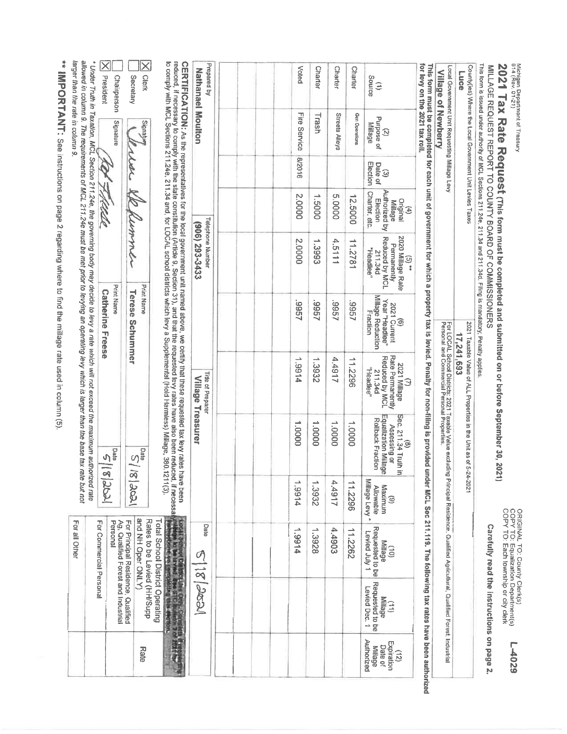Michigan Department of Treasury
614 (Rev. 01-21)

ORIGINAL TO: County Clerk(s)
COPY TO: Equalization Department(s)
COPY TO: Each township or city clerk

**L-4029**

# 2021 Tax Rate Request (This form must be completed and submitted on or before September 30, 2021)

MILLAGE REQUEST REPORT TO COUNTY BOARD OF COMMISSIONERS

This form is issued under authority of MCL Sections 211.24e, 211.34 and 211.34d. Filing is mandatory; Penalty applies.

**Carefully read the instructions on page 2.**

County(ies) Where the Local Government Unit Levies Taxes: **Luce**

2021 Taxable Value of ALL Properties in the Unit as of 5-24-2021: **17,241,693**

Local Government Unit Requesting Millage Levy: **Village of Newberry**

For LOCAL School Districts: 2021 Taxable Value excluding Principal Residence, Qualified Agricultural, Qualified Forest, Industrial Personal and Commercial Personal Properties.

**This form must be completed for each unit of government for which a property tax is levied. Penalty for non-filing is provided under MCL Sec 211.119. The following tax rates have been authorized for levy on the 2021 tax roll.**

| (1) Source | (2) Purpose of Millage | (3) Date of Election | (4) Original Millage Authorized by Election Charter, etc. | (5) ** 2020 Millage Rate Permanently Reduced by MCL 211.34d "Headlee" | (6) 2021 Current Year "Headlee" Millage Reduction Fraction | (7) 2021 Millage Rate Permanently Reduced by MCL 211.34d "Headlee" | (8) Sec. 211.34 Truth in Assessing or Equalization Millage Rollback Fraction | (9) Maximum Allowable Millage Levy * | (10) Millage Requested to be Levied July 1 | (11) Millage Requested to be Levied Dec. 1 | (12) Expiration Date of Millage Authorized |
|---|---|---|---|---|---|---|---|---|---|---|---|
| Charter | Gen Operations | | 12.5000 | 11.2781 | .9957 | 11.2296 | 1.0000 | 11.2296 | 11.2262 | | |
| Charter | Streets Alleys | | 5.0000 | 4.5111 | .9957 | 4.4917 | 1.0000 | 4.4917 | 4.4903 | | |
| Charter | Trash | | 1.5000 | 1.3993 | .9957 | 1.3932 | 1.0000 | 1.3932 | 1.3928 | | |
| Voted | Fire Service | 8/2016 | 2.0000 | 2.0000 | .9957 | 1.9914 | 1.0000 | 1.9914 | 1.9914 | | |
| | | | | | | | | | | | |
| | | | | | | | | | | | |
| | | | | | | | | | | | |

| Prepared by | Telephone Number | Title of Preparer | Date |
|---|---|---|---|
| Nathanael Moulton | (906) 293-3433 | Village Treasurer | 5/18/2021 |

**CERTIFICATION:** As the representatives for the local government unit named above, we certify that these requested tax levy rates have been reduced, if necessary to comply with the state constitution (Article 9, Section 31), and that the requested levy rates have also been reduced, if necessary to comply with MCL Sections 211.24e, 211.34 and, for LOCAL school districts which levy a Supplemental (Hold Harmless) Millage, 380.1211(3).

| | Signature | Print Name | Date |
|---|---|---|---|
| [X] Clerk / [ ] Secretary | *(signature)* | Terese Schummer | 5/18/2021 |
| [ ] Chairperson / [X] President | *(signature)* | Catherine Freese | 5/18/2021 |

| Local School Districts Use Only. Complete if requesting millage to be levied. See STC Bulletin 2 of 2021 for instructions on completing this section. | Rate |
|---|---|
| Total School District Operating Rates to be Levied (HH/Supp and NH Oper ONLY) | |
| For Principal Residence, Qualified Ag, Qualified Forest and Industrial Personal | |
| For Commercial Personal | |
| For all Other | |

\* Under Truth in Taxation, MCL Section 211.24e, the governing body may decide to levy a rate which will not exceed the maximum authorized rate allowed in column 9. The requirements of MCL 211.24e must be met prior to levying an operating levy which is larger than the base tax rate but not larger than the rate in column 9.

\*\* **IMPORTANT:** See instructions on page 2 regarding where to find the millage rate used in column (5).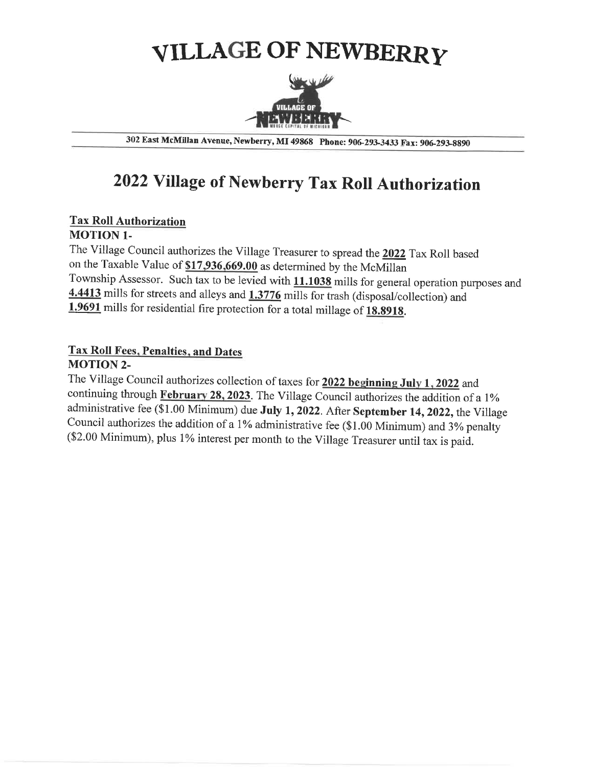# VILLAGE OF NEWBERRY

302 East McMillan Avenue, Newberry, MI 49868 Phone: 906-293-3433 Fax: 906-293-8890

## 2022 Village of Newberry Tax Roll Authorization

### Tax Roll Authorization

**MOTION 1-**

The Village Council authorizes the Village Treasurer to spread the **2022** Tax Roll based on the Taxable Value of **$17,936,669.00** as determined by the McMillan Township Assessor. Such tax to be levied with **11.1038** mills for general operation purposes and **4.4413** mills for streets and alleys and **1.3776** mills for trash (disposal/collection) and **1.9691** mills for residential fire protection for a total millage of **18.8918**.

### Tax Roll Fees, Penalties, and Dates

**MOTION 2-**

The Village Council authorizes collection of taxes for **2022 beginning July 1, 2022** and continuing through **February 28, 2023**. The Village Council authorizes the addition of a 1% administrative fee ($1.00 Minimum) due **July 1, 2022**. After **September 14, 2022,** the Village Council authorizes the addition of a 1% administrative fee ($1.00 Minimum) and 3% penalty ($2.00 Minimum), plus 1% interest per month to the Village Treasurer until tax is paid.